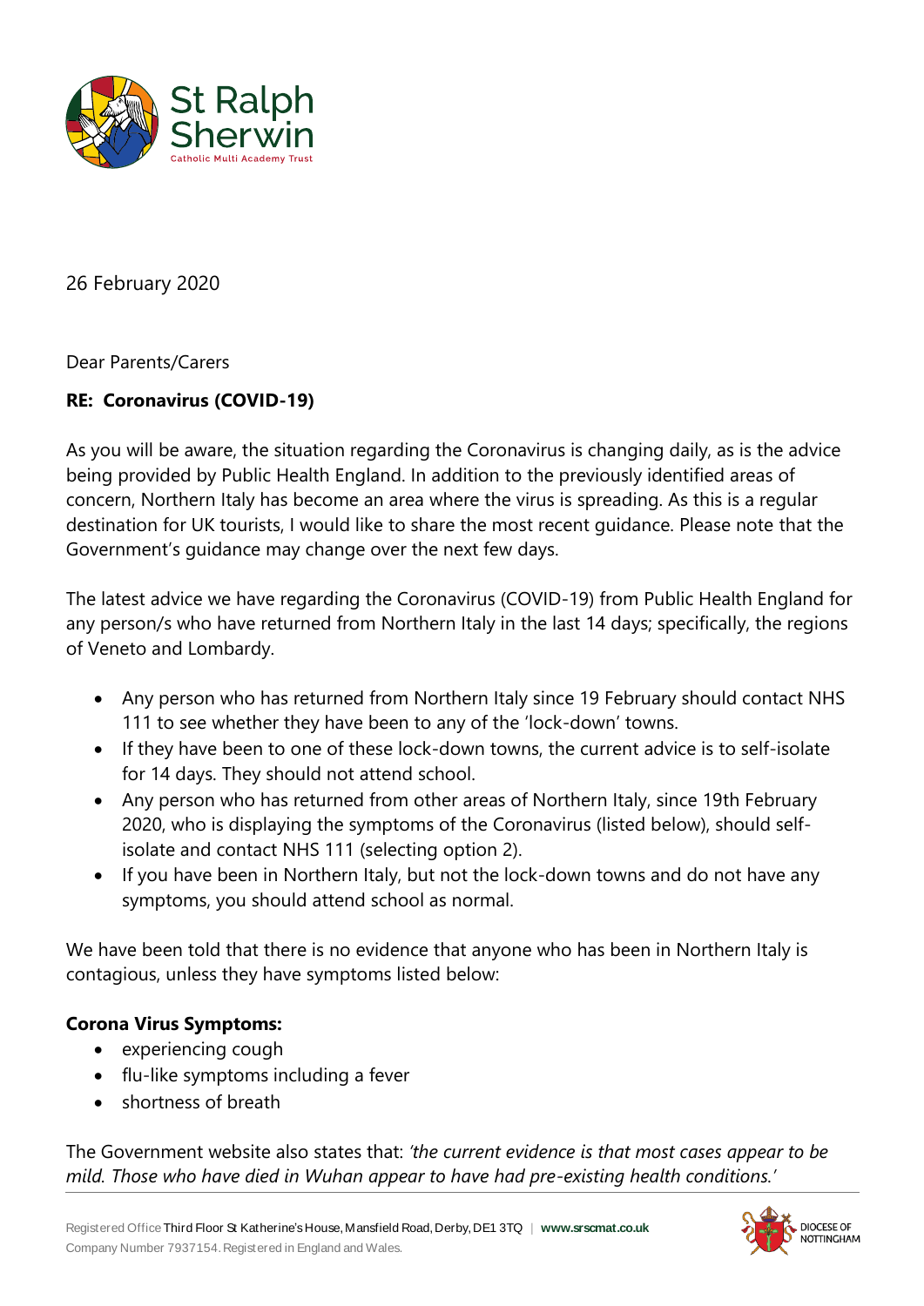St Ralph Sherwin

Catholic Multi Academy Trust

26 February 2020

Dear Parents/Carers

**RE: Coronavirus (COVID-19)**

As you will be aware, the situation regarding the Coronavirus is changing daily, as is the advice being provided by Public Health England. In addition to the previously identified areas of concern, Northern Italy has become an area where the virus is spreading. As this is a regular destination for UK tourists, I would like to share the most recent guidance. Please note that the Government's guidance may change over the next few days.

The latest advice we have regarding the Coronavirus (COVID-19) from Public Health England for any person/s who have returned from Northern Italy in the last 14 days; specifically, the regions of Veneto and Lombardy.

- Any person who has returned from Northern Italy since 19 February should contact NHS 111 to see whether they have been to any of the 'lock-down' towns.
- If they have been to one of these lock-down towns, the current advice is to self-isolate for 14 days. They should not attend school.
- Any person who has returned from other areas of Northern Italy, since 19th February 2020, who is displaying the symptoms of the Coronavirus (listed below), should self-isolate and contact NHS 111 (selecting option 2).
- If you have been in Northern Italy, but not the lock-down towns and do not have any symptoms, you should attend school as normal.

We have been told that there is no evidence that anyone who has been in Northern Italy is contagious, unless they have symptoms listed below:

**Corona Virus Symptoms:**

- experiencing cough
- flu-like symptoms including a fever
- shortness of breath

The Government website also states that: *'the current evidence is that most cases appear to be mild. Those who have died in Wuhan appear to have had pre-existing health conditions.'*

Registered Office Third Floor St Katherine's House, Mansfield Road, Derby, DE1 3TQ | www.srscmat.co.uk
Company Number 7937154. Registered in England and Wales.

DIOCESE OF NOTTINGHAM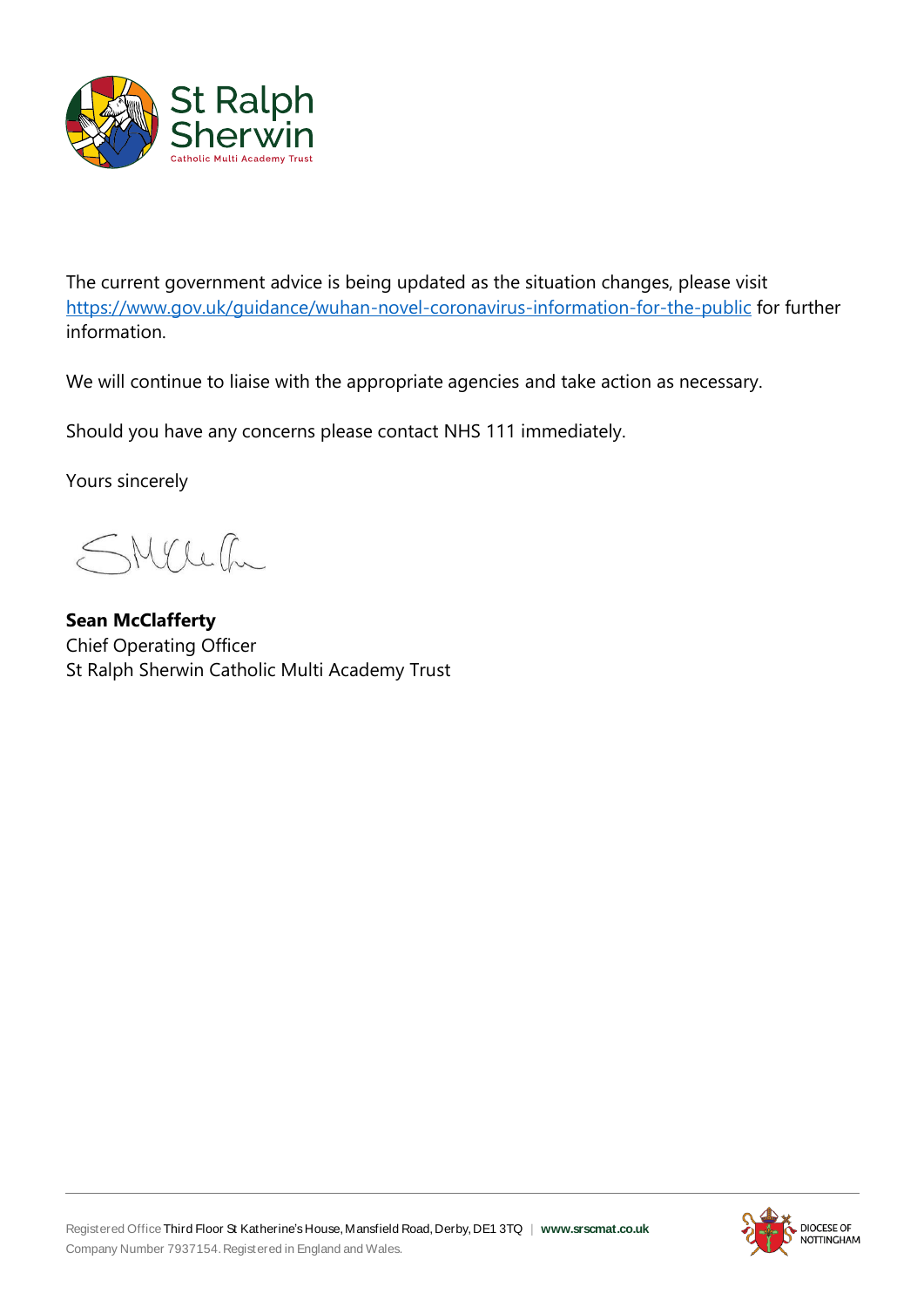The current government advice is being updated as the situation changes, please visit https://www.gov.uk/guidance/wuhan-novel-coronavirus-information-for-the-public for further information.

We will continue to liaise with the appropriate agencies and take action as necessary.

Should you have any concerns please contact NHS 111 immediately.

Yours sincerely

**Sean McClafferty**
Chief Operating Officer
St Ralph Sherwin Catholic Multi Academy Trust

Registered Office Third Floor St Katherine's House, Mansfield Road, Derby, DE1 3TQ | www.srscmat.co.uk
Company Number 7937154. Registered in England and Wales.